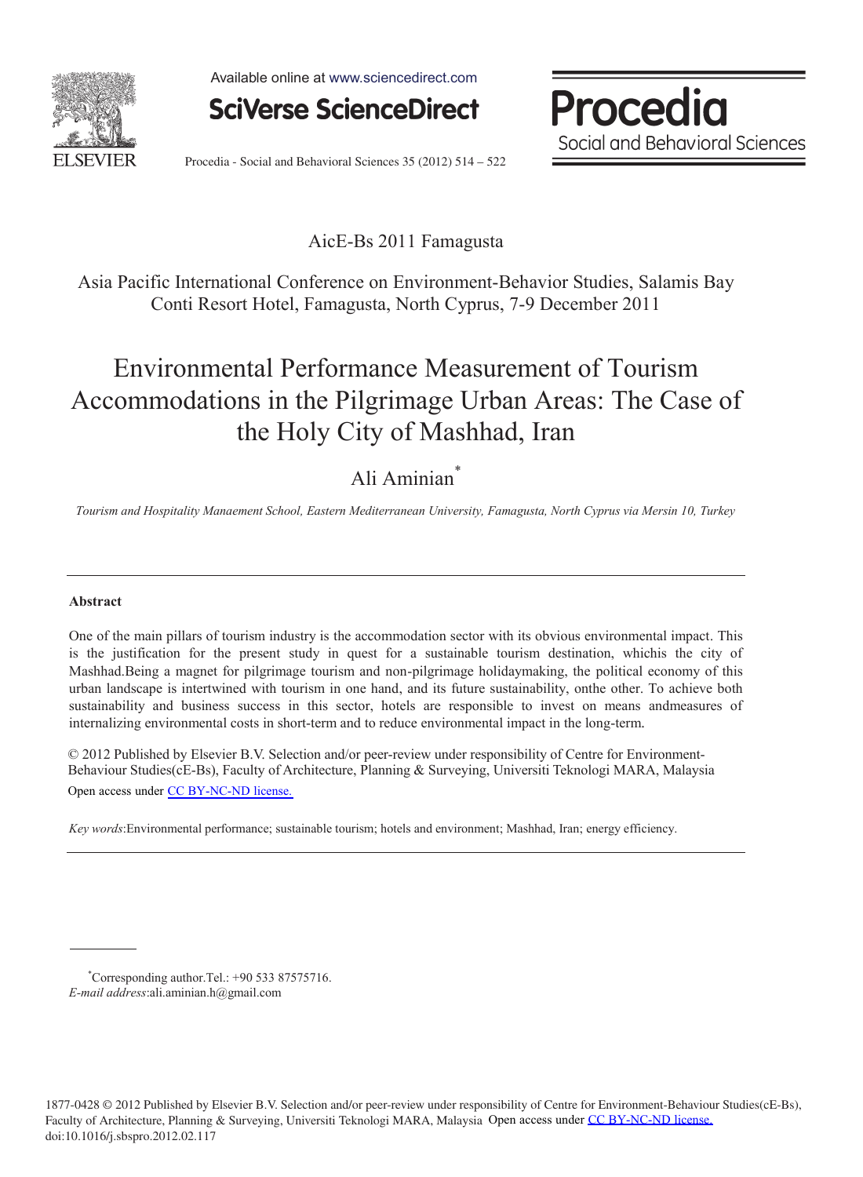AicE-Bs 2011 Famagusta

Asia Pacific International Conference on Environment-Behavior Studies, Salamis Bay Conti Resort Hotel, Famagusta, North Cyprus, 7-9 December 2011

# Environmental Performance Measurement of Tourism Accommodations in the Pilgrimage Urban Areas: The Case of the Holy City of Mashhad, Iran

Ali Aminian*

*Tourism and Hospitality Manaement School, Eastern Mediterranean University, Famagusta, North Cyprus via Mersin 10, Turkey*

## Abstract

One of the main pillars of tourism industry is the accommodation sector with its obvious environmental impact. This is the justification for the present study in quest for a sustainable tourism destination, whichis the city of Mashhad.Being a magnet for pilgrimage tourism and non-pilgrimage holidaymaking, the political economy of this urban landscape is intertwined with tourism in one hand, and its future sustainability, onthe other. To achieve both sustainability and business success in this sector, hotels are responsible to invest on means andmeasures of internalizing environmental costs in short-term and to reduce environmental impact in the long-term.

© 2012 Published by Elsevier B.V. Selection and/or peer-review under responsibility of Centre for Environment-Behaviour Studies(cE-Bs), Faculty of Architecture, Planning & Surveying, Universiti Teknologi MARA, Malaysia
Open access under CC BY-NC-ND license.

*Key words*:Environmental performance; sustainable tourism; hotels and environment; Mashhad, Iran; energy efficiency.

---

*Corresponding author.Tel.: +90 533 87575716.
*E-mail address*:ali.aminian.h@gmail.com

1877-0428 © 2012 Published by Elsevier B.V. Selection and/or peer-review under responsibility of Centre for Environment-Behaviour Studies(cE-Bs), Faculty of Architecture, Planning & Surveying, Universiti Teknologi MARA, Malaysia Open access under CC BY-NC-ND license.
doi:10.1016/j.sbspro.2012.02.117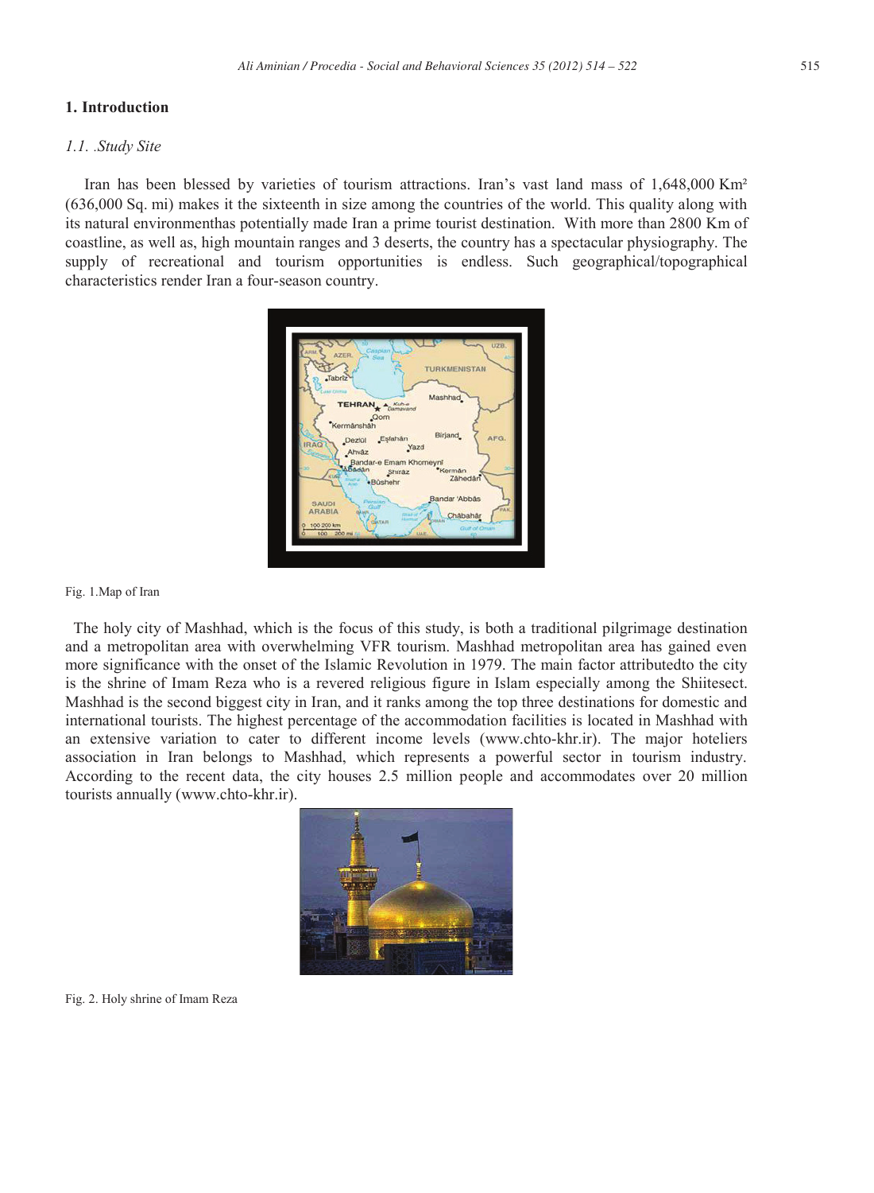# 1. Introduction

## *1.1. .Study Site*

Iran has been blessed by varieties of tourism attractions. Iran's vast land mass of 1,648,000 Km² (636,000 Sq. mi) makes it the sixteenth in size among the countries of the world. This quality along with its natural environmenthas potentially made Iran a prime tourist destination. With more than 2800 Km of coastline, as well as, high mountain ranges and 3 deserts, the country has a spectacular physiography. The supply of recreational and tourism opportunities is endless. Such geographical/topographical characteristics render Iran a four-season country.

Fig. 1.Map of Iran

The holy city of Mashhad, which is the focus of this study, is both a traditional pilgrimage destination and a metropolitan area with overwhelming VFR tourism. Mashhad metropolitan area has gained even more significance with the onset of the Islamic Revolution in 1979. The main factor attributedto the city is the shrine of Imam Reza who is a revered religious figure in Islam especially among the Shiitesect. Mashhad is the second biggest city in Iran, and it ranks among the top three destinations for domestic and international tourists. The highest percentage of the accommodation facilities is located in Mashhad with an extensive variation to cater to different income levels (www.chto-khr.ir). The major hoteliers association in Iran belongs to Mashhad, which represents a powerful sector in tourism industry. According to the recent data, the city houses 2.5 million people and accommodates over 20 million tourists annually (www.chto-khr.ir).

Fig. 2. Holy shrine of Imam Reza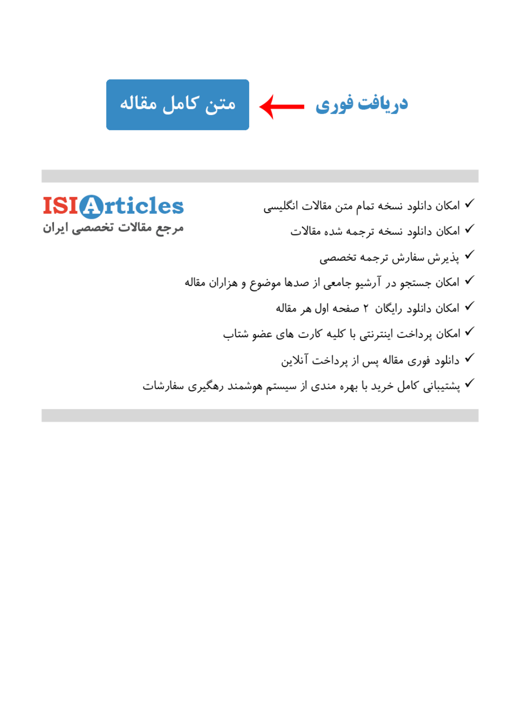دریافت فوری ← **متن کامل مقاله**

**ISIArticles**
مرجع مقالات تخصصی ایران

- ✓ امکان دانلود نسخه تمام متن مقالات انگلیسی
- ✓ امکان دانلود نسخه ترجمه شده مقالات
- ✓ پذیرش سفارش ترجمه تخصصی
- ✓ امکان جستجو در آرشیو جامعی از صدها موضوع و هزاران مقاله
- ✓ امکان دانلود رایگان ۲ صفحه اول هر مقاله
- ✓ امکان پرداخت اینترنتی با کلیه کارت های عضو شتاب
- ✓ دانلود فوری مقاله پس از پرداخت آنلاین
- ✓ پشتیبانی کامل خرید با بهره مندی از سیستم هوشمند رهگیری سفارشات